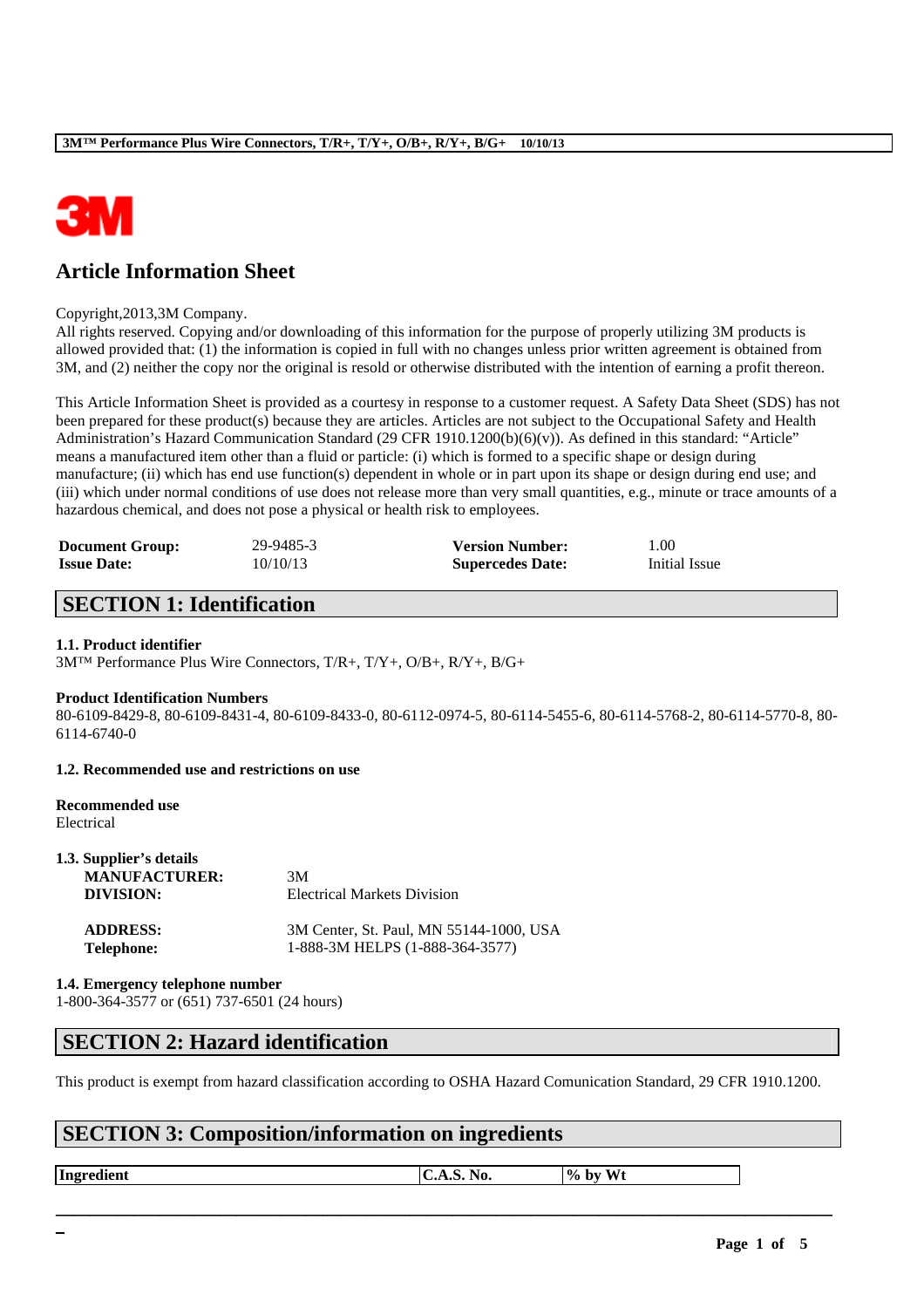# Article Information Sheet

Copyright,2013,3M Company.
All rights reserved. Copying and/or downloading of this information for the purpose of properly utilizing 3M products is allowed provided that: (1) the information is copied in full with no changes unless prior written agreement is obtained from 3M, and (2) neither the copy nor the original is resold or otherwise distributed with the intention of earning a profit thereon.

This Article Information Sheet is provided as a courtesy in response to a customer request. A Safety Data Sheet (SDS) has not been prepared for these product(s) because they are articles. Articles are not subject to the Occupational Safety and Health Administration's Hazard Communication Standard (29 CFR 1910.1200(b)(6)(v)). As defined in this standard: "Article" means a manufactured item other than a fluid or particle: (i) which is formed to a specific shape or design during manufacture; (ii) which has end use function(s) dependent in whole or in part upon its shape or design during end use; and (iii) which under normal conditions of use does not release more than very small quantities, e.g., minute or trace amounts of a hazardous chemical, and does not pose a physical or health risk to employees.

| | | | |
|---|---|---|---|
| **Document Group:** | 29-9485-3 | **Version Number:** | 1.00 |
| **Issue Date:** | 10/10/13 | **Supercedes Date:** | Initial Issue |

## SECTION 1: Identification

**1.1. Product identifier**
3M™ Performance Plus Wire Connectors, T/R+, T/Y+, O/B+, R/Y+, B/G+

**Product Identification Numbers**
80-6109-8429-8, 80-6109-8431-4, 80-6109-8433-0, 80-6112-0974-5, 80-6114-5455-6, 80-6114-5768-2, 80-6114-5770-8, 80-6114-6740-0

**1.2. Recommended use and restrictions on use**

**Recommended use**
Electrical

**1.3. Supplier's details**

| | |
|---|---|
| **MANUFACTURER:** | 3M |
| **DIVISION:** | Electrical Markets Division |
| **ADDRESS:** | 3M Center, St. Paul, MN 55144-1000, USA |
| **Telephone:** | 1-888-3M HELPS (1-888-364-3577) |

**1.4. Emergency telephone number**
1-800-364-3577 or (651) 737-6501 (24 hours)

## SECTION 2: Hazard identification

This product is exempt from hazard classification according to OSHA Hazard Comunication Standard, 29 CFR 1910.1200.

## SECTION 3: Composition/information on ingredients

| Ingredient | C.A.S. No. | % by Wt |
|---|---|---|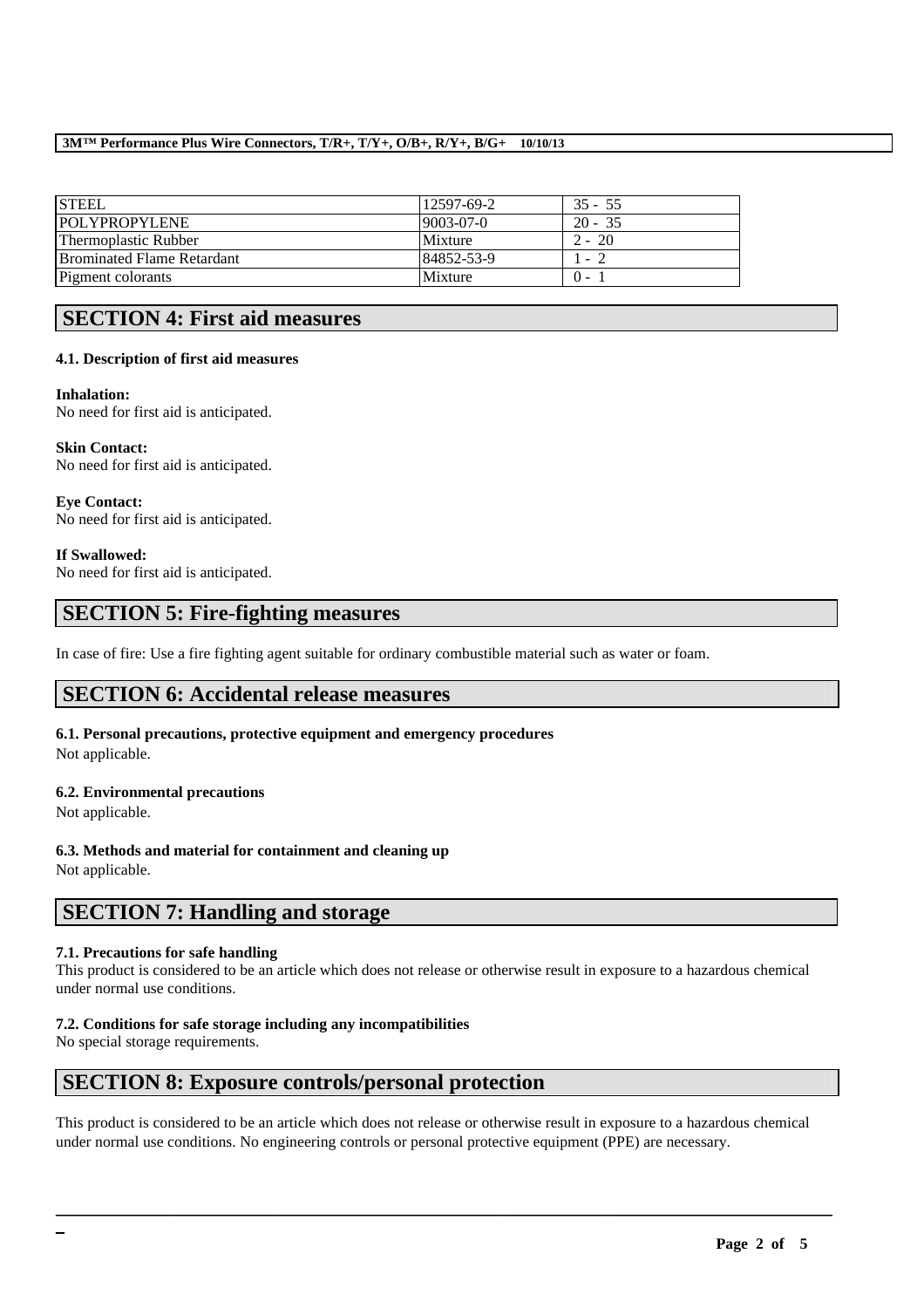| STEEL | 12597-69-2 | 35 - 55 |
|---|---|---|
| POLYPROPYLENE | 9003-07-0 | 20 - 35 |
| Thermoplastic Rubber | Mixture | 2 - 20 |
| Brominated Flame Retardant | 84852-53-9 | 1 - 2 |
| Pigment colorants | Mixture | 0 - 1 |

## SECTION 4: First aid measures

### 4.1. Description of first aid measures

**Inhalation:**
No need for first aid is anticipated.

**Skin Contact:**
No need for first aid is anticipated.

**Eye Contact:**
No need for first aid is anticipated.

**If Swallowed:**
No need for first aid is anticipated.

## SECTION 5: Fire-fighting measures

In case of fire: Use a fire fighting agent suitable for ordinary combustible material such as water or foam.

## SECTION 6: Accidental release measures

### 6.1. Personal precautions, protective equipment and emergency procedures

Not applicable.

### 6.2. Environmental precautions

Not applicable.

### 6.3. Methods and material for containment and cleaning up

Not applicable.

## SECTION 7: Handling and storage

### 7.1. Precautions for safe handling

This product is considered to be an article which does not release or otherwise result in exposure to a hazardous chemical under normal use conditions.

### 7.2. Conditions for safe storage including any incompatibilities

No special storage requirements.

## SECTION 8: Exposure controls/personal protection

This product is considered to be an article which does not release or otherwise result in exposure to a hazardous chemical under normal use conditions. No engineering controls or personal protective equipment (PPE) are necessary.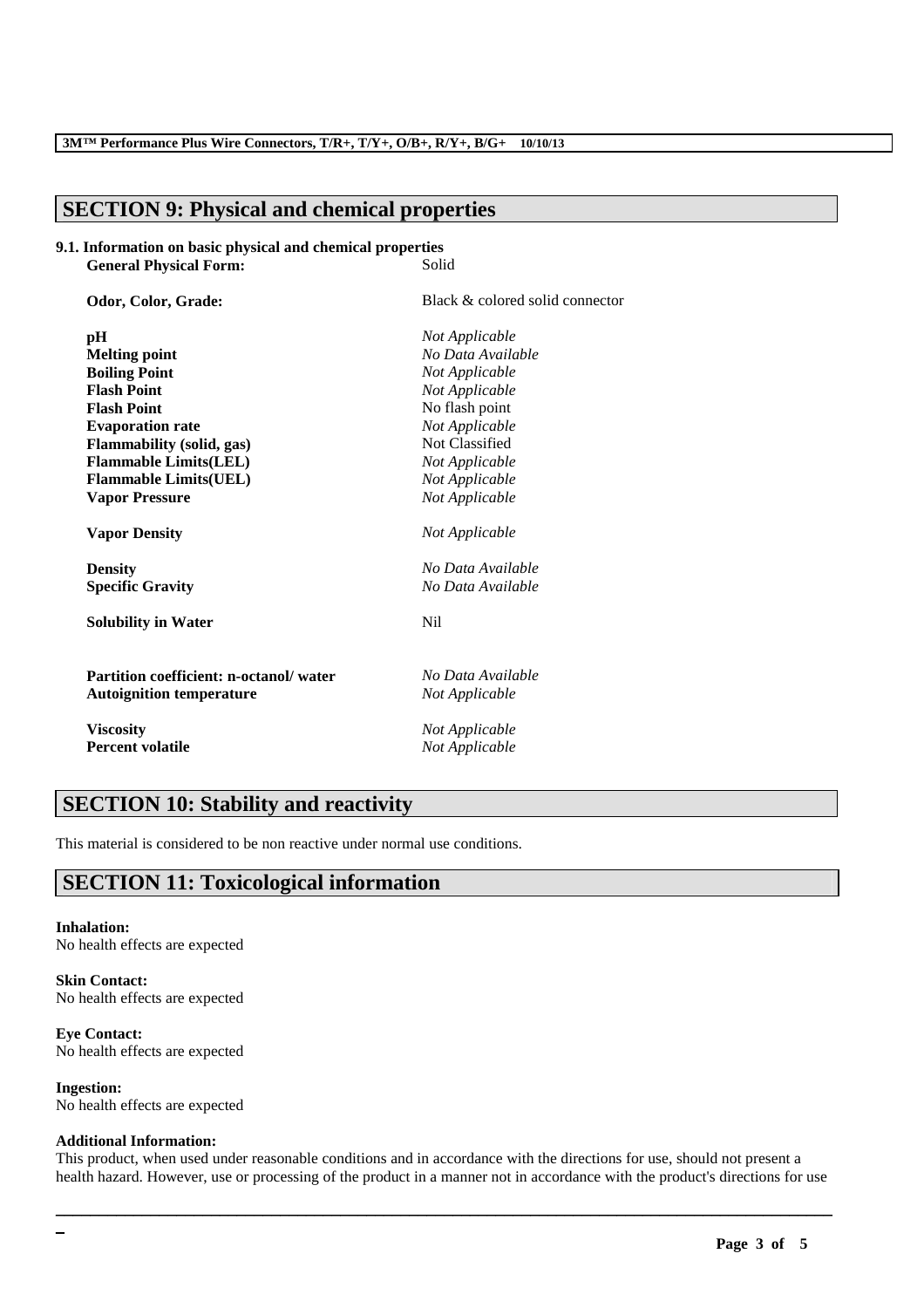## SECTION 9: Physical and chemical properties

### 9.1. Information on basic physical and chemical properties

| | |
|---|---|
| **General Physical Form:** | Solid |
| **Odor, Color, Grade:** | Black & colored solid connector |
| **pH** | *Not Applicable* |
| **Melting point** | *No Data Available* |
| **Boiling Point** | *Not Applicable* |
| **Flash Point** | *Not Applicable* |
| **Flash Point** | No flash point |
| **Evaporation rate** | *Not Applicable* |
| **Flammability (solid, gas)** | Not Classified |
| **Flammable Limits(LEL)** | *Not Applicable* |
| **Flammable Limits(UEL)** | *Not Applicable* |
| **Vapor Pressure** | *Not Applicable* |
| **Vapor Density** | *Not Applicable* |
| **Density** | *No Data Available* |
| **Specific Gravity** | *No Data Available* |
| **Solubility in Water** | Nil |
| **Partition coefficient: n-octanol/ water** | *No Data Available* |
| **Autoignition temperature** | *Not Applicable* |
| **Viscosity** | *Not Applicable* |
| **Percent volatile** | *Not Applicable* |

## SECTION 10: Stability and reactivity

This material is considered to be non reactive under normal use conditions.

## SECTION 11: Toxicological information

**Inhalation:**
No health effects are expected

**Skin Contact:**
No health effects are expected

**Eye Contact:**
No health effects are expected

**Ingestion:**
No health effects are expected

**Additional Information:**
This product, when used under reasonable conditions and in accordance with the directions for use, should not present a health hazard. However, use or processing of the product in a manner not in accordance with the product's directions for use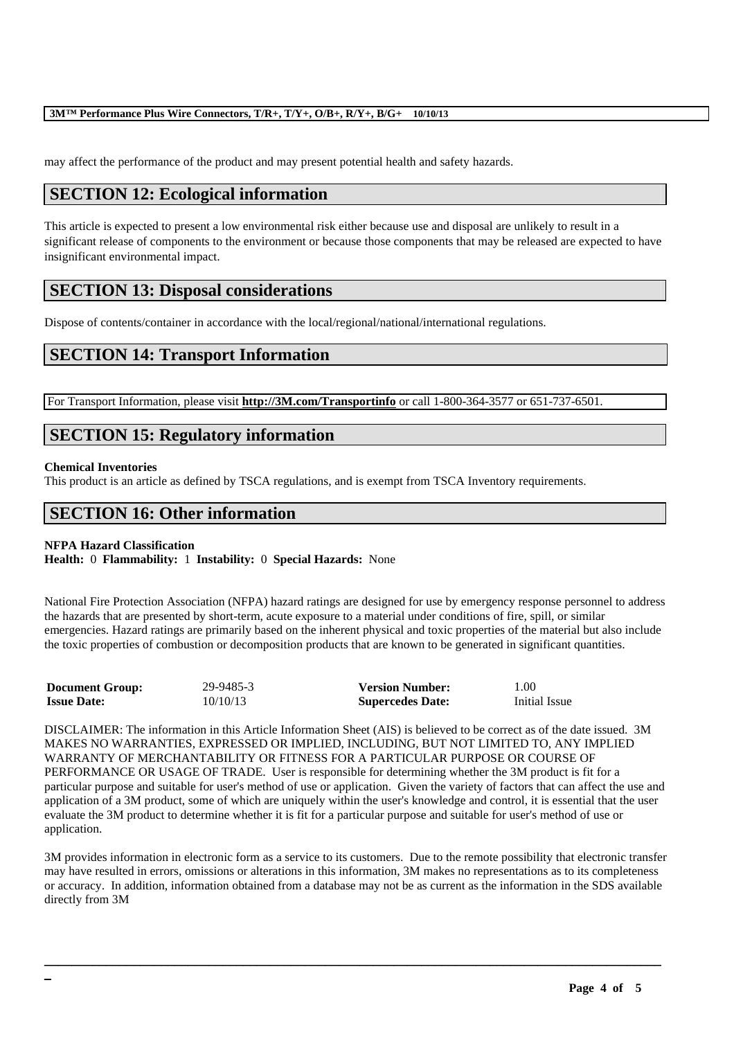may affect the performance of the product and may present potential health and safety hazards.

## SECTION 12: Ecological information

This article is expected to present a low environmental risk either because use and disposal are unlikely to result in a significant release of components to the environment or because those components that may be released are expected to have insignificant environmental impact.

## SECTION 13: Disposal considerations

Dispose of contents/container in accordance with the local/regional/national/international regulations.

## SECTION 14: Transport Information

For Transport Information, please visit **http://3M.com/Transportinfo** or call 1-800-364-3577 or 651-737-6501.

## SECTION 15: Regulatory information

**Chemical Inventories**
This product is an article as defined by TSCA regulations, and is exempt from TSCA Inventory requirements.

## SECTION 16: Other information

**NFPA Hazard Classification**
**Health:** 0 **Flammability:** 1 **Instability:** 0 **Special Hazards:** None

National Fire Protection Association (NFPA) hazard ratings are designed for use by emergency response personnel to address the hazards that are presented by short-term, acute exposure to a material under conditions of fire, spill, or similar emergencies. Hazard ratings are primarily based on the inherent physical and toxic properties of the material but also include the toxic properties of combustion or decomposition products that are known to be generated in significant quantities.

| | | | |
|---|---|---|---|
| **Document Group:** | 29-9485-3 | **Version Number:** | 1.00 |
| **Issue Date:** | 10/10/13 | **Supercedes Date:** | Initial Issue |

DISCLAIMER: The information in this Article Information Sheet (AIS) is believed to be correct as of the date issued. 3M MAKES NO WARRANTIES, EXPRESSED OR IMPLIED, INCLUDING, BUT NOT LIMITED TO, ANY IMPLIED WARRANTY OF MERCHANTABILITY OR FITNESS FOR A PARTICULAR PURPOSE OR COURSE OF PERFORMANCE OR USAGE OF TRADE. User is responsible for determining whether the 3M product is fit for a particular purpose and suitable for user's method of use or application. Given the variety of factors that can affect the use and application of a 3M product, some of which are uniquely within the user's knowledge and control, it is essential that the user evaluate the 3M product to determine whether it is fit for a particular purpose and suitable for user's method of use or application.

3M provides information in electronic form as a service to its customers. Due to the remote possibility that electronic transfer may have resulted in errors, omissions or alterations in this information, 3M makes no representations as to its completeness or accuracy. In addition, information obtained from a database may not be as current as the information in the SDS available directly from 3M